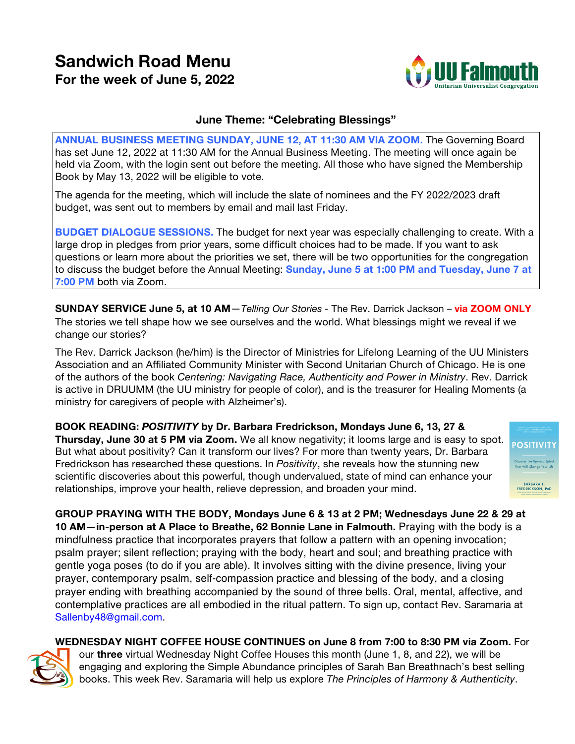# Sandwich Road Menu

## For the week of June 5, 2022

### June Theme: "Celebrating Blessings"

**ANNUAL BUSINESS MEETING SUNDAY, JUNE 12, AT 11:30 AM VIA ZOOM.** The Governing Board has set June 12, 2022 at 11:30 AM for the Annual Business Meeting. The meeting will once again be held via Zoom, with the login sent out before the meeting. All those who have signed the Membership Book by May 13, 2022 will be eligible to vote.

The agenda for the meeting, which will include the slate of nominees and the FY 2022/2023 draft budget, was sent out to members by email and mail last Friday.

**BUDGET DIALOGUE SESSIONS.** The budget for next year was especially challenging to create. With a large drop in pledges from prior years, some difficult choices had to be made. If you want to ask questions or learn more about the priorities we set, there will be two opportunities for the congregation to discuss the budget before the Annual Meeting: **Sunday, June 5 at 1:00 PM and Tuesday, June 7 at 7:00 PM** both via Zoom.

**SUNDAY SERVICE June 5, at 10 AM**—*Telling Our Stories* - The Rev. Darrick Jackson – **via ZOOM ONLY**
The stories we tell shape how we see ourselves and the world. What blessings might we reveal if we change our stories?

The Rev. Darrick Jackson (he/him) is the Director of Ministries for Lifelong Learning of the UU Ministers Association and an Affiliated Community Minister with Second Unitarian Church of Chicago. He is one of the authors of the book *Centering: Navigating Race, Authenticity and Power in Ministry*. Rev. Darrick is active in DRUUMM (the UU ministry for people of color), and is the treasurer for Healing Moments (a ministry for caregivers of people with Alzheimer's).

**BOOK READING: *POSITIVITY* by Dr. Barbara Fredrickson, Mondays June 6, 13, 27 & Thursday, June 30 at 5 PM via Zoom.** We all know negativity; it looms large and is easy to spot. But what about positivity? Can it transform our lives? For more than twenty years, Dr. Barbara Fredrickson has researched these questions. In *Positivity*, she reveals how the stunning new scientific discoveries about this powerful, though undervalued, state of mind can enhance your relationships, improve your health, relieve depression, and broaden your mind.

**GROUP PRAYING WITH THE BODY, Mondays June 6 & 13 at 2 PM; Wednesdays June 22 & 29 at 10 AM—in-person at A Place to Breathe, 62 Bonnie Lane in Falmouth.** Praying with the body is a mindfulness practice that incorporates prayers that follow a pattern with an opening invocation; psalm prayer; silent reflection; praying with the body, heart and soul; and breathing practice with gentle yoga poses (to do if you are able). It involves sitting with the divine presence, living your prayer, contemporary psalm, self-compassion practice and blessing of the body, and a closing prayer ending with breathing accompanied by the sound of three bells. Oral, mental, affective, and contemplative practices are all embodied in the ritual pattern. To sign up, contact Rev. Saramaria at Sallenby48@gmail.com.

**WEDNESDAY NIGHT COFFEE HOUSE CONTINUES on June 8 from 7:00 to 8:30 PM via Zoom.** For our **three** virtual Wednesday Night Coffee Houses this month (June 1, 8, and 22), we will be engaging and exploring the Simple Abundance principles of Sarah Ban Breathnach's best selling books. This week Rev. Saramaria will help us explore *The Principles of Harmony & Authenticity*.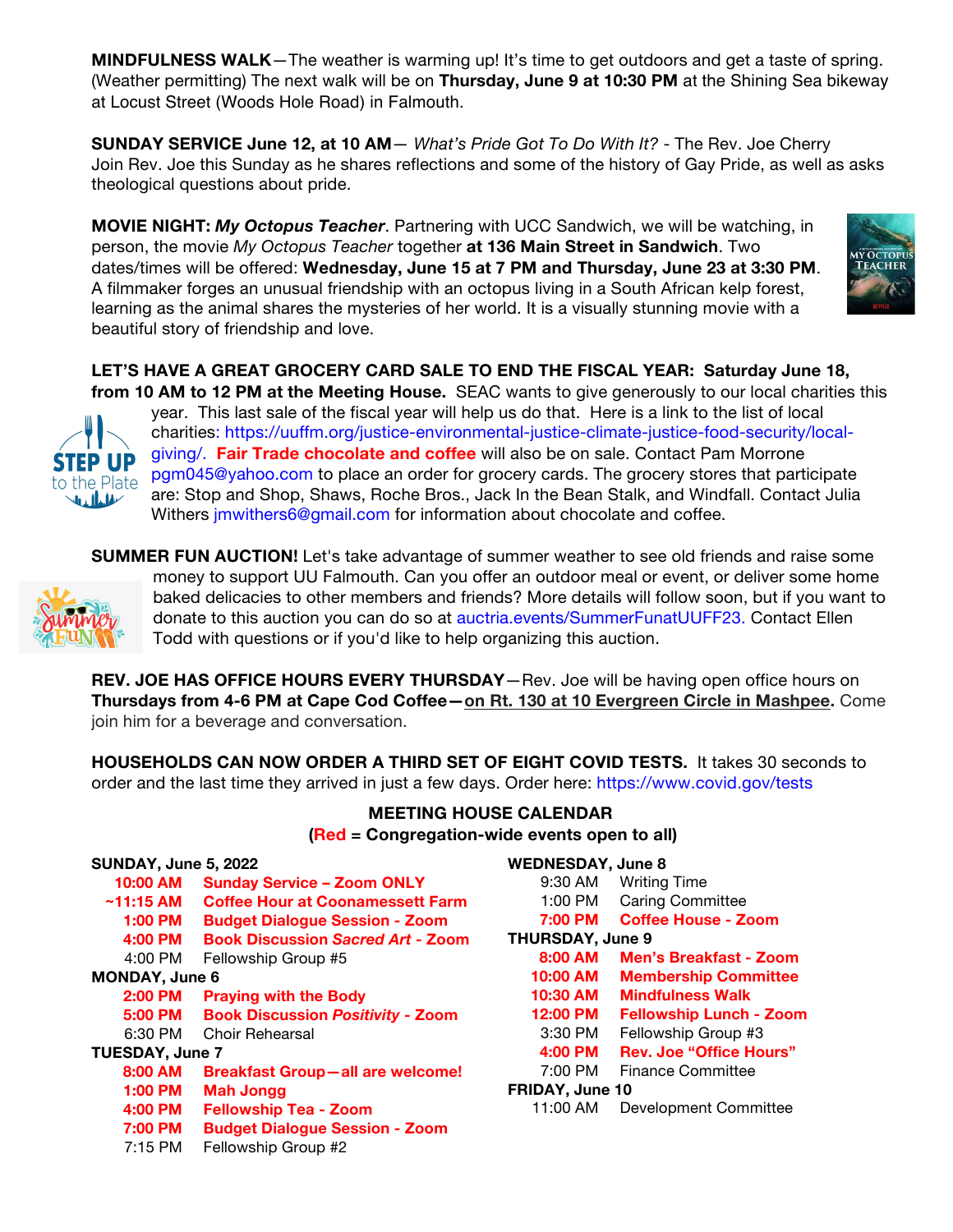**MINDFULNESS WALK**—The weather is warming up! It's time to get outdoors and get a taste of spring. (Weather permitting) The next walk will be on **Thursday, June 9 at 10:30 PM** at the Shining Sea bikeway at Locust Street (Woods Hole Road) in Falmouth.

**SUNDAY SERVICE June 12, at 10 AM**— *What's Pride Got To Do With It?* - The Rev. Joe Cherry
Join Rev. Joe this Sunday as he shares reflections and some of the history of Gay Pride, as well as asks theological questions about pride.

**MOVIE NIGHT: *My Octopus Teacher***. Partnering with UCC Sandwich, we will be watching, in person, the movie *My Octopus Teacher* together **at 136 Main Street in Sandwich**. Two dates/times will be offered: **Wednesday, June 15 at 7 PM and Thursday, June 23 at 3:30 PM**. A filmmaker forges an unusual friendship with an octopus living in a South African kelp forest, learning as the animal shares the mysteries of her world. It is a visually stunning movie with a beautiful story of friendship and love.

**LET'S HAVE A GREAT GROCERY CARD SALE TO END THE FISCAL YEAR: Saturday June 18, from 10 AM to 12 PM at the Meeting House.** SEAC wants to give generously to our local charities this year. This last sale of the fiscal year will help us do that. Here is a link to the list of local charities: https://uuffm.org/justice-environmental-justice-climate-justice-food-security/local-giving/. **Fair Trade chocolate and coffee** will also be on sale. Contact Pam Morrone pgm045@yahoo.com to place an order for grocery cards. The grocery stores that participate are: Stop and Shop, Shaws, Roche Bros., Jack In the Bean Stalk, and Windfall. Contact Julia Withers jmwithers6@gmail.com for information about chocolate and coffee.

**SUMMER FUN AUCTION!** Let's take advantage of summer weather to see old friends and raise some money to support UU Falmouth. Can you offer an outdoor meal or event, or deliver some home baked delicacies to other members and friends? More details will follow soon, but if you want to donate to this auction you can do so at auctria.events/SummerFunatUUFF23. Contact Ellen Todd with questions or if you'd like to help organizing this auction.

**REV. JOE HAS OFFICE HOURS EVERY THURSDAY**—Rev. Joe will be having open office hours on **Thursdays from 4-6 PM at Cape Cod Coffee—on Rt. 130 at 10 Evergreen Circle in Mashpee.** Come join him for a beverage and conversation.

**HOUSEHOLDS CAN NOW ORDER A THIRD SET OF EIGHT COVID TESTS.** It takes 30 seconds to order and the last time they arrived in just a few days. Order here: https://www.covid.gov/tests

## MEETING HOUSE CALENDAR

**(Red = Congregation-wide events open to all)**

**SUNDAY, June 5, 2022**
- **10:00 AM** **Sunday Service – Zoom ONLY**
- **~11:15 AM** **Coffee Hour at Coonamessett Farm**
- **1:00 PM** **Budget Dialogue Session - Zoom**
- **4:00 PM** **Book Discussion *Sacred Art* - Zoom**
- 4:00 PM Fellowship Group #5

**MONDAY, June 6**
- **2:00 PM** **Praying with the Body**
- **5:00 PM** **Book Discussion *Positivity* - Zoom**
- 6:30 PM Choir Rehearsal

**TUESDAY, June 7**
- **8:00 AM** **Breakfast Group—all are welcome!**
- **1:00 PM** **Mah Jongg**
- **4:00 PM** **Fellowship Tea - Zoom**
- **7:00 PM** **Budget Dialogue Session - Zoom**
- 7:15 PM Fellowship Group #2

**WEDNESDAY, June 8**
- 9:30 AM Writing Time
- 1:00 PM Caring Committee
- **7:00 PM** **Coffee House - Zoom**

**THURSDAY, June 9**
- **8:00 AM** **Men's Breakfast - Zoom**
- **10:00 AM** **Membership Committee**
- **10:30 AM** **Mindfulness Walk**
- **12:00 PM** **Fellowship Lunch - Zoom**
- 3:30 PM Fellowship Group #3
- **4:00 PM** **Rev. Joe "Office Hours"**
- 7:00 PM Finance Committee

**FRIDAY, June 10**
- 11:00 AM Development Committee